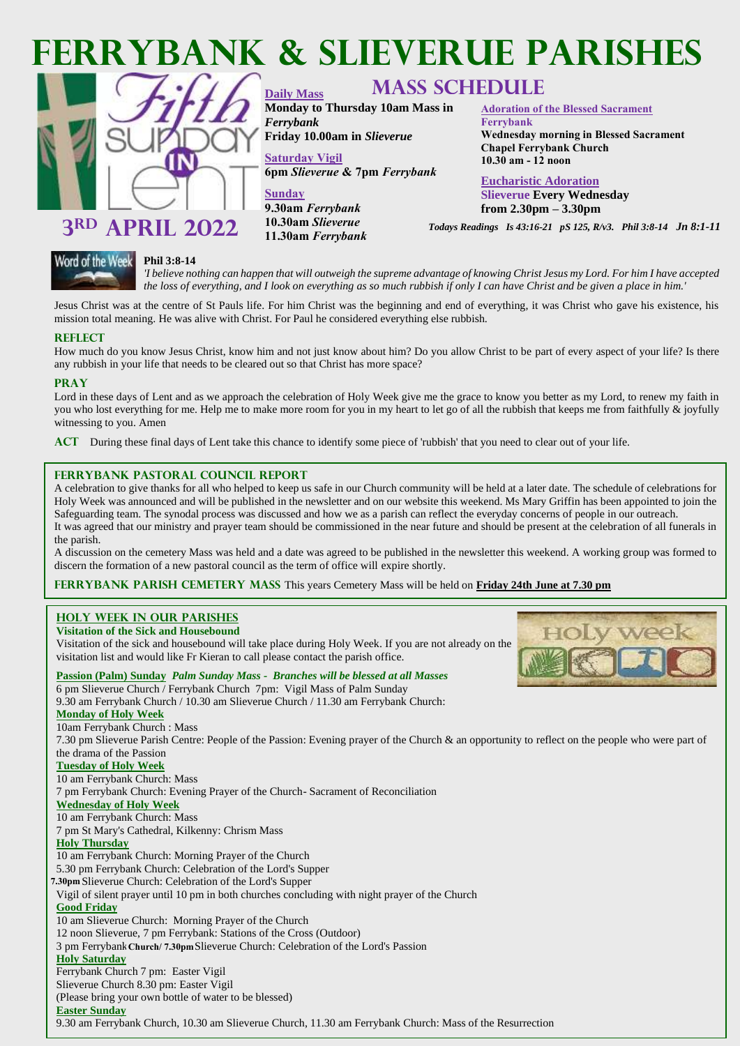# FERRYBANK & SLIEVERUE PARISHES

## 3RD APRIL 2022

## MASS SCHEDULE

**Daily Mass**
**Monday to Thursday 10am Mass in *Ferrybank***
**Friday 10.00am in *Slieverue***

**Saturday Vigil**
**6pm *Slieverue* & 7pm *Ferrybank***

**Sunday**
**9.30am *Ferrybank***
**10.30am *Slieverue***
**11.30am *Ferrybank***

**Adoration of the Blessed Sacrament Ferrybank**
**Wednesday morning in Blessed Sacrament Chapel Ferrybank Church**
**10.30 am - 12 noon**

**Eucharistic Adoration**
**Slieverue Every Wednesday from 2.30pm – 3.30pm**

***Todays Readings Is 43:16-21 pS 125, R/v3. Phil 3:8-14 Jn 8:1-11***

### Word of the Week

**Phil 3:8-14**
*'I believe nothing can happen that will outweigh the supreme advantage of knowing Christ Jesus my Lord. For him I have accepted the loss of everything, and I look on everything as so much rubbish if only I can have Christ and be given a place in him.'*

Jesus Christ was at the centre of St Pauls life. For him Christ was the beginning and end of everything, it was Christ who gave his existence, his mission total meaning. He was alive with Christ. For Paul he considered everything else rubbish.

### REFLECT

How much do you know Jesus Christ, know him and not just know about him? Do you allow Christ to be part of every aspect of your life? Is there any rubbish in your life that needs to be cleared out so that Christ has more space?

### PRAY

Lord in these days of Lent and as we approach the celebration of Holy Week give me the grace to know you better as my Lord, to renew my faith in you who lost everything for me. Help me to make more room for you in my heart to let go of all the rubbish that keeps me from faithfully & joyfully witnessing to you. Amen

**ACT** During these final days of Lent take this chance to identify some piece of 'rubbish' that you need to clear out of your life.

### FERRYBANK PASTORAL COUNCIL REPORT

A celebration to give thanks for all who helped to keep us safe in our Church community will be held at a later date. The schedule of celebrations for Holy Week was announced and will be published in the newsletter and on our website this weekend. Ms Mary Griffin has been appointed to join the Safeguarding team. The synodal process was discussed and how we as a parish can reflect the everyday concerns of people in our outreach.
It was agreed that our ministry and prayer team should be commissioned in the near future and should be present at the celebration of all funerals in the parish.
A discussion on the cemetery Mass was held and a date was agreed to be published in the newsletter this weekend. A working group was formed to discern the formation of a new pastoral council as the term of office will expire shortly.

**FERRYBANK PARISH CEMETERY MASS** This years Cemetery Mass will be held on **Friday 24th June at 7.30 pm**

### HOLY WEEK IN OUR PARISHES

**Visitation of the Sick and Housebound**
Visitation of the sick and housebound will take place during Holy Week. If you are not already on the visitation list and would like Fr Kieran to call please contact the parish office.

**Passion (Palm) Sunday** ***Palm Sunday Mass - Branches will be blessed at all Masses***
6 pm Slieverue Church / Ferrybank Church 7pm: Vigil Mass of Palm Sunday
9.30 am Ferrybank Church / 10.30 am Slieverue Church / 11.30 am Ferrybank Church:

**Monday of Holy Week**
10am Ferrybank Church : Mass
7.30 pm Slieverue Parish Centre: People of the Passion: Evening prayer of the Church & an opportunity to reflect on the people who were part of the drama of the Passion

**Tuesday of Holy Week**
10 am Ferrybank Church: Mass
7 pm Ferrybank Church: Evening Prayer of the Church- Sacrament of Reconciliation

**Wednesday of Holy Week**
10 am Ferrybank Church: Mass
7 pm St Mary's Cathedral, Kilkenny: Chrism Mass

**Holy Thursday**
10 am Ferrybank Church: Morning Prayer of the Church
5.30 pm Ferrybank Church: Celebration of the Lord's Supper
7.30pm Slieverue Church: Celebration of the Lord's Supper
Vigil of silent prayer until 10 pm in both churches concluding with night prayer of the Church

**Good Friday**
10 am Slieverue Church: Morning Prayer of the Church
12 noon Slieverue, 7 pm Ferrybank: Stations of the Cross (Outdoor)
3 pm Ferrybank Church/ 7.30pm Slieverue Church: Celebration of the Lord's Passion

**Holy Saturday**
Ferrybank Church 7 pm: Easter Vigil
Slieverue Church 8.30 pm: Easter Vigil
(Please bring your own bottle of water to be blessed)

**Easter Sunday**
9.30 am Ferrybank Church, 10.30 am Slieverue Church, 11.30 am Ferrybank Church: Mass of the Resurrection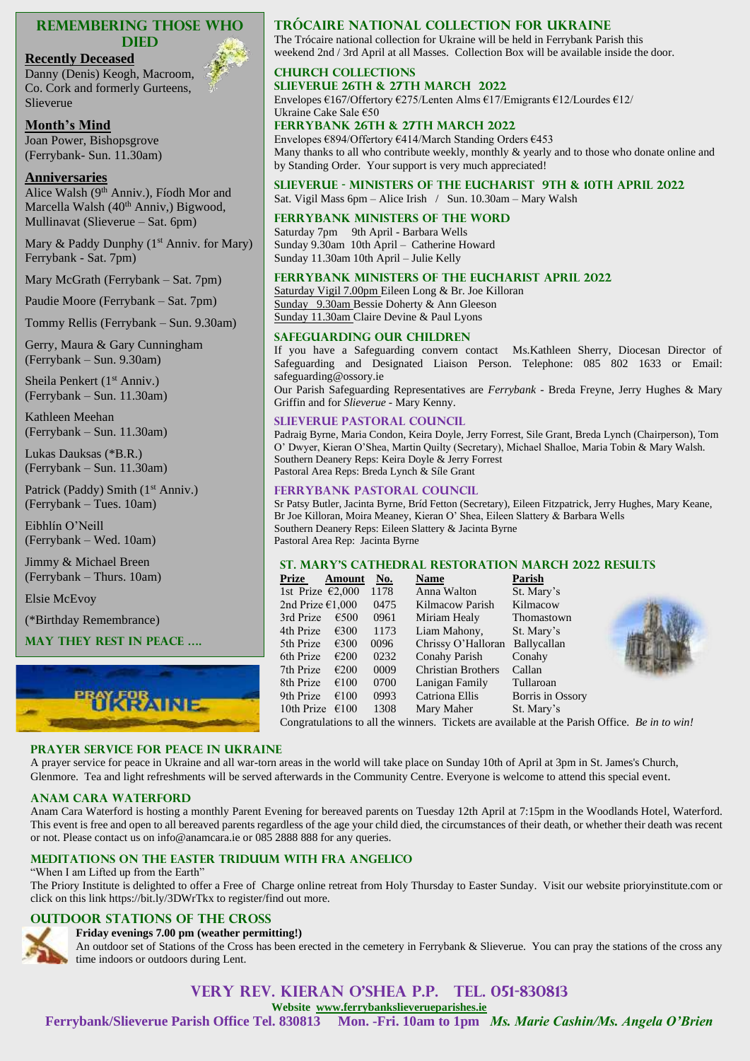## REMEMBERING THOSE WHO DIED

**Recently Deceased**

Danny (Denis) Keogh, Macroom, Co. Cork and formerly Gurteens, Slieverue

**Month's Mind**

Joan Power, Bishopsgrove (Ferrybank- Sun. 11.30am)

**Anniversaries**

Alice Walsh (9th Anniv.), Fíodh Mor and Marcella Walsh (40th Anniv,) Bigwood, Mullinavat (Slieverue – Sat. 6pm)

Mary & Paddy Dunphy (1st Anniv. for Mary) Ferrybank - Sat. 7pm)

Mary McGrath (Ferrybank – Sat. 7pm)

Paudie Moore (Ferrybank – Sat. 7pm)

Tommy Rellis (Ferrybank – Sun. 9.30am)

Gerry, Maura & Gary Cunningham (Ferrybank – Sun. 9.30am)

Sheila Penkert (1st Anniv.) (Ferrybank – Sun. 11.30am)

Kathleen Meehan (Ferrybank – Sun. 11.30am)

Lukas Dauksas (*B.R.) (Ferrybank – Sun. 11.30am)

Patrick (Paddy) Smith (1st Anniv.) (Ferrybank – Tues. 10am)

Eibhlín O'Neill (Ferrybank – Wed. 10am)

Jimmy & Michael Breen (Ferrybank – Thurs. 10am)

Elsie McEvoy

(*Birthday Remembrance)

**MAY THEY REST IN PEACE ….**

PRAY FOR UKRAINE

## TRÓCAIRE NATIONAL COLLECTION FOR UKRAINE

The Trócaire national collection for Ukraine will be held in Ferrybank Parish this weekend 2nd / 3rd April at all Masses. Collection Box will be available inside the door.

## CHURCH COLLECTIONS

### SLIEVERUE 26TH & 27TH MARCH 2022

Envelopes €167/Offertory €275/Lenten Alms €17/Emigrants €12/Lourdes €12/ Ukraine Cake Sale €50

### FERRYBANK 26TH & 27TH MARCH 2022

Envelopes €894/Offertory €414/March Standing Orders €453

Many thanks to all who contribute weekly, monthly & yearly and to those who donate online and by Standing Order. Your support is very much appreciated!

## SLIEVERUE - MINISTERS OF THE EUCHARIST 9TH & 10TH APRIL 2022

Sat. Vigil Mass 6pm – Alice Irish / Sun. 10.30am – Mary Walsh

## FERRYBANK MINISTERS OF THE WORD

Saturday 7pm 9th April - Barbara Wells

Sunday 9.30am 10th April – Catherine Howard

Sunday 11.30am 10th April – Julie Kelly

## FERRYBANK MINISTERS OF THE EUCHARIST APRIL 2022

Saturday Vigil 7.00pm Eileen Long & Br. Joe Killoran

Sunday 9.30am Bessie Doherty & Ann Gleeson

Sunday 11.30am Claire Devine & Paul Lyons

## SAFEGUARDING OUR CHILDREN

If you have a Safeguarding convern contact Ms.Kathleen Sherry, Diocesan Director of Safeguarding and Designated Liaison Person. Telephone: 085 802 1633 or Email: safeguarding@ossory.ie

Our Parish Safeguarding Representatives are *Ferrybank* - Breda Freyne, Jerry Hughes & Mary Griffin and for *Slieverue* - Mary Kenny.

## SLIEVERUE PASTORAL COUNCIL

Padraig Byrne, Maria Condon, Keira Doyle, Jerry Forrest, Sile Grant, Breda Lynch (Chairperson), Tom O' Dwyer, Kieran O'Shea, Martin Quilty (Secretary), Michael Shalloe, Maria Tobin & Mary Walsh.

Southern Deanery Reps: Keira Doyle & Jerry Forrest

Pastoral Area Reps: Breda Lynch & Síle Grant

## FERRYBANK PASTORAL COUNCIL

Sr Patsy Butler, Jacinta Byrne, Bríd Fetton (Secretary), Eileen Fitzpatrick, Jerry Hughes, Mary Keane, Br Joe Killoran, Moira Meaney, Kieran O' Shea, Eileen Slattery & Barbara Wells

Southern Deanery Reps: Eileen Slattery & Jacinta Byrne

Pastoral Area Rep: Jacinta Byrne

## ST. MARY'S CATHEDRAL RESTORATION MARCH 2022 RESULTS

| Prize | Amount | No. | Name | Parish |
|---|---|---|---|---|
| 1st Prize | €2,000 | 1178 | Anna Walton | St. Mary's |
| 2nd Prize | €1,000 | 0475 | Kilmacow Parish | Kilmacow |
| 3rd Prize | €500 | 0961 | Miriam Healy | Thomastown |
| 4th Prize | €300 | 1173 | Liam Mahony, | St. Mary's |
| 5th Prize | €300 | 0096 | Chrissy O'Halloran | Ballycallan |
| 6th Prize | €200 | 0232 | Conahy Parish | Conahy |
| 7th Prize | €200 | 0009 | Christian Brothers | Callan |
| 8th Prize | €100 | 0700 | Lanigan Family | Tullaroan |
| 9th Prize | €100 | 0993 | Catriona Ellis | Borris in Ossory |
| 10th Prize | €100 | 1308 | Mary Maher | St. Mary's |

Congratulations to all the winners. Tickets are available at the Parish Office. *Be in to win!*

## PRAYER SERVICE FOR PEACE IN UKRAINE

A prayer service for peace in Ukraine and all war-torn areas in the world will take place on Sunday 10th of April at 3pm in St. James's Church, Glenmore. Tea and light refreshments will be served afterwards in the Community Centre. Everyone is welcome to attend this special event.

## ANAM CARA WATERFORD

Anam Cara Waterford is hosting a monthly Parent Evening for bereaved parents on Tuesday 12th April at 7:15pm in the Woodlands Hotel, Waterford. This event is free and open to all bereaved parents regardless of the age your child died, the circumstances of their death, or whether their death was recent or not. Please contact us on info@anamcara.ie or 085 2888 888 for any queries.

## MEDITATIONS ON THE EASTER TRIDUUM WITH FRA ANGELICO

"When I am Lifted up from the Earth"

The Priory Institute is delighted to offer a Free of Charge online retreat from Holy Thursday to Easter Sunday. Visit our website prioryinstitute.com or click on this link https://bit.ly/3DWrTkx to register/find out more.

## OUTDOOR STATIONS OF THE CROSS

**Friday evenings 7.00 pm (weather permitting!)**

An outdoor set of Stations of the Cross has been erected in the cemetery in Ferrybank & Slieverue. You can pray the stations of the cross any time indoors or outdoors during Lent.

## VERY REV. KIERAN O'SHEA P.P. TEL. 051-830813

**Website www.ferrybankslieverueparishes.ie**

**Ferrybank/Slieverue Parish Office Tel. 830813 Mon. -Fri. 10am to 1pm** ***Ms. Marie Cashin/Ms. Angela O'Brien***